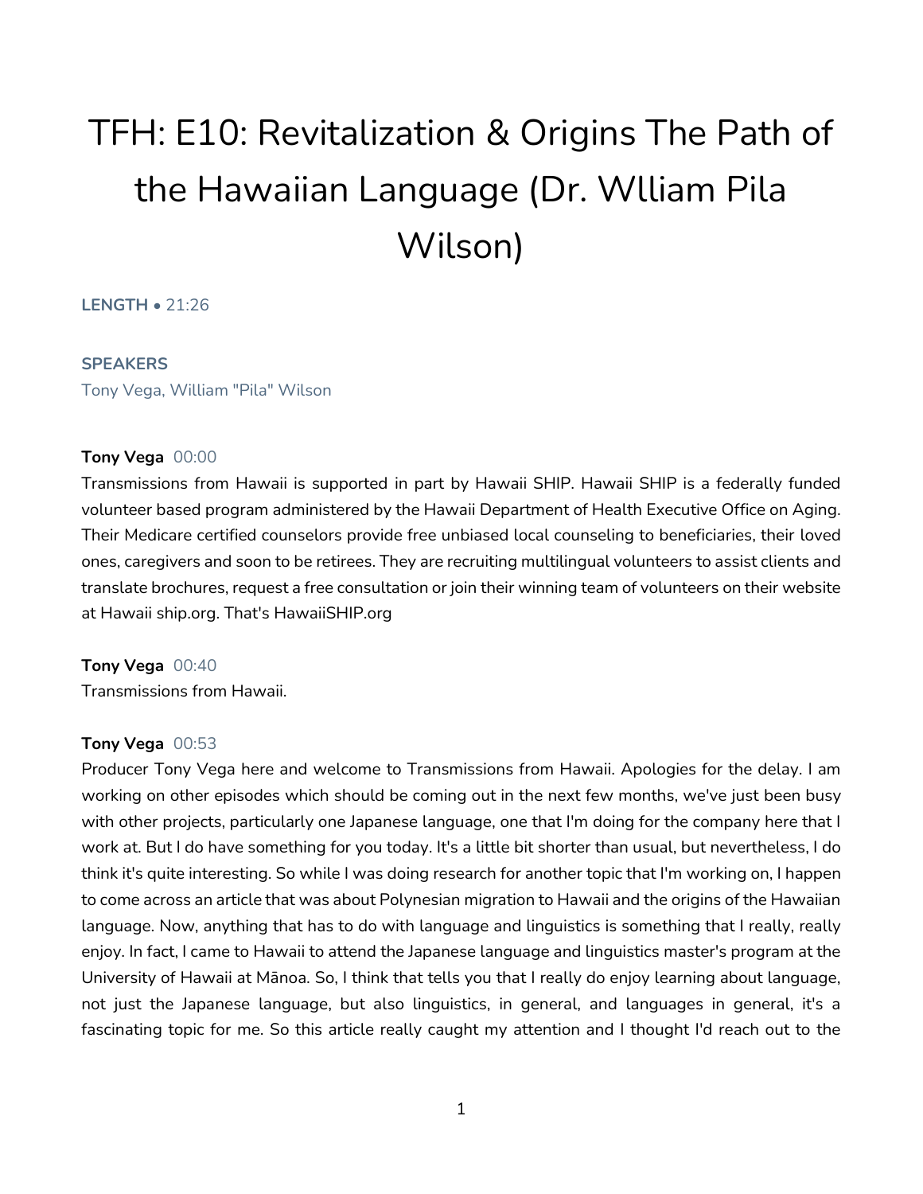# TFH: E10: Revitalization & Origins The Path of the Hawaiian Language (Dr. Wlliam Pila Wilson)

**LENGTH** • 21:26

**SPEAKERS**

Tony Vega, William "Pila" Wilson

**Tony Vega** 00:00

Transmissions from Hawaii is supported in part by Hawaii SHIP. Hawaii SHIP is a federally funded volunteer based program administered by the Hawaii Department of Health Executive Office on Aging. Their Medicare certified counselors provide free unbiased local counseling to beneficiaries, their loved ones, caregivers and soon to be retirees. They are recruiting multilingual volunteers to assist clients and translate brochures, request a free consultation or join their winning team of volunteers on their website at Hawaii ship.org. That's HawaiiSHIP.org

**Tony Vega** 00:40

Transmissions from Hawaii.

**Tony Vega** 00:53

Producer Tony Vega here and welcome to Transmissions from Hawaii. Apologies for the delay. I am working on other episodes which should be coming out in the next few months, we've just been busy with other projects, particularly one Japanese language, one that I'm doing for the company here that I work at. But I do have something for you today. It's a little bit shorter than usual, but nevertheless, I do think it's quite interesting. So while I was doing research for another topic that I'm working on, I happen to come across an article that was about Polynesian migration to Hawaii and the origins of the Hawaiian language. Now, anything that has to do with language and linguistics is something that I really, really enjoy. In fact, I came to Hawaii to attend the Japanese language and linguistics master's program at the University of Hawaii at Mānoa. So, I think that tells you that I really do enjoy learning about language, not just the Japanese language, but also linguistics, in general, and languages in general, it's a fascinating topic for me. So this article really caught my attention and I thought I'd reach out to the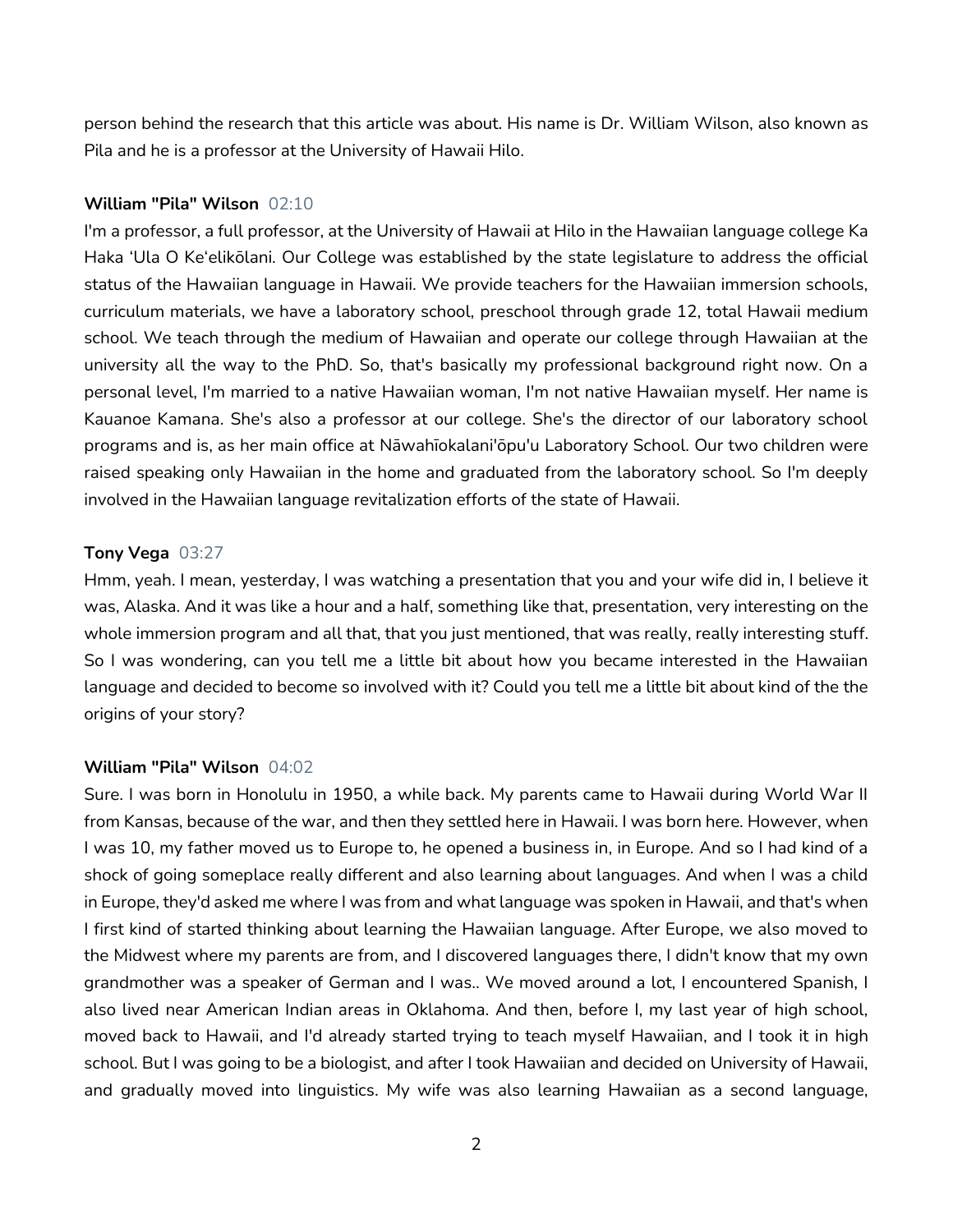person behind the research that this article was about. His name is Dr. William Wilson, also known as Pila and he is a professor at the University of Hawaii Hilo.

**William "Pila" Wilson** 02:10

I'm a professor, a full professor, at the University of Hawaii at Hilo in the Hawaiian language college Ka Haka ʻUla O Keʻelikōlani. Our College was established by the state legislature to address the official status of the Hawaiian language in Hawaii. We provide teachers for the Hawaiian immersion schools, curriculum materials, we have a laboratory school, preschool through grade 12, total Hawaii medium school. We teach through the medium of Hawaiian and operate our college through Hawaiian at the university all the way to the PhD. So, that's basically my professional background right now. On a personal level, I'm married to a native Hawaiian woman, I'm not native Hawaiian myself. Her name is Kauanoe Kamana. She's also a professor at our college. She's the director of our laboratory school programs and is, as her main office at Nāwahīokalaniʻōpuʻu Laboratory School. Our two children were raised speaking only Hawaiian in the home and graduated from the laboratory school. So I'm deeply involved in the Hawaiian language revitalization efforts of the state of Hawaii.

**Tony Vega** 03:27

Hmm, yeah. I mean, yesterday, I was watching a presentation that you and your wife did in, I believe it was, Alaska. And it was like a hour and a half, something like that, presentation, very interesting on the whole immersion program and all that, that you just mentioned, that was really, really interesting stuff. So I was wondering, can you tell me a little bit about how you became interested in the Hawaiian language and decided to become so involved with it? Could you tell me a little bit about kind of the the origins of your story?

**William "Pila" Wilson** 04:02

Sure. I was born in Honolulu in 1950, a while back. My parents came to Hawaii during World War II from Kansas, because of the war, and then they settled here in Hawaii. I was born here. However, when I was 10, my father moved us to Europe to, he opened a business in, in Europe. And so I had kind of a shock of going someplace really different and also learning about languages. And when I was a child in Europe, they'd asked me where I was from and what language was spoken in Hawaii, and that's when I first kind of started thinking about learning the Hawaiian language. After Europe, we also moved to the Midwest where my parents are from, and I discovered languages there, I didn't know that my own grandmother was a speaker of German and I was.. We moved around a lot, I encountered Spanish, I also lived near American Indian areas in Oklahoma. And then, before I, my last year of high school, moved back to Hawaii, and I'd already started trying to teach myself Hawaiian, and I took it in high school. But I was going to be a biologist, and after I took Hawaiian and decided on University of Hawaii, and gradually moved into linguistics. My wife was also learning Hawaiian as a second language,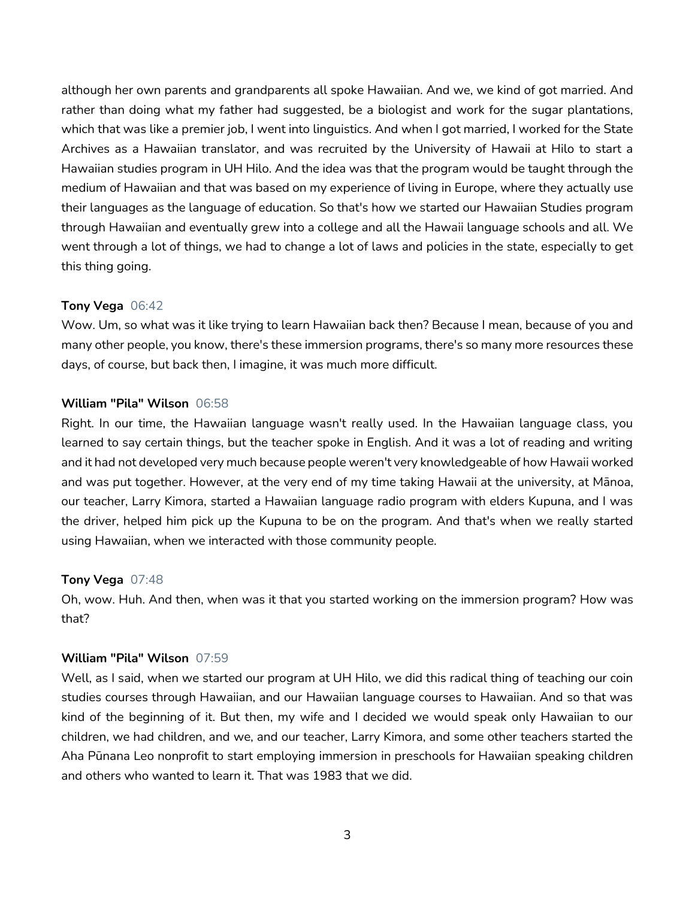although her own parents and grandparents all spoke Hawaiian. And we, we kind of got married. And rather than doing what my father had suggested, be a biologist and work for the sugar plantations, which that was like a premier job, I went into linguistics. And when I got married, I worked for the State Archives as a Hawaiian translator, and was recruited by the University of Hawaii at Hilo to start a Hawaiian studies program in UH Hilo. And the idea was that the program would be taught through the medium of Hawaiian and that was based on my experience of living in Europe, where they actually use their languages as the language of education. So that's how we started our Hawaiian Studies program through Hawaiian and eventually grew into a college and all the Hawaii language schools and all. We went through a lot of things, we had to change a lot of laws and policies in the state, especially to get this thing going.

**Tony Vega** 06:42

Wow. Um, so what was it like trying to learn Hawaiian back then? Because I mean, because of you and many other people, you know, there's these immersion programs, there's so many more resources these days, of course, but back then, I imagine, it was much more difficult.

**William "Pila" Wilson** 06:58

Right. In our time, the Hawaiian language wasn't really used. In the Hawaiian language class, you learned to say certain things, but the teacher spoke in English. And it was a lot of reading and writing and it had not developed very much because people weren't very knowledgeable of how Hawaii worked and was put together. However, at the very end of my time taking Hawaii at the university, at Mānoa, our teacher, Larry Kimora, started a Hawaiian language radio program with elders Kupuna, and I was the driver, helped him pick up the Kupuna to be on the program. And that's when we really started using Hawaiian, when we interacted with those community people.

**Tony Vega** 07:48

Oh, wow. Huh. And then, when was it that you started working on the immersion program? How was that?

**William "Pila" Wilson** 07:59

Well, as I said, when we started our program at UH Hilo, we did this radical thing of teaching our coin studies courses through Hawaiian, and our Hawaiian language courses to Hawaiian. And so that was kind of the beginning of it. But then, my wife and I decided we would speak only Hawaiian to our children, we had children, and we, and our teacher, Larry Kimora, and some other teachers started the Aha Pūnana Leo nonprofit to start employing immersion in preschools for Hawaiian speaking children and others who wanted to learn it. That was 1983 that we did.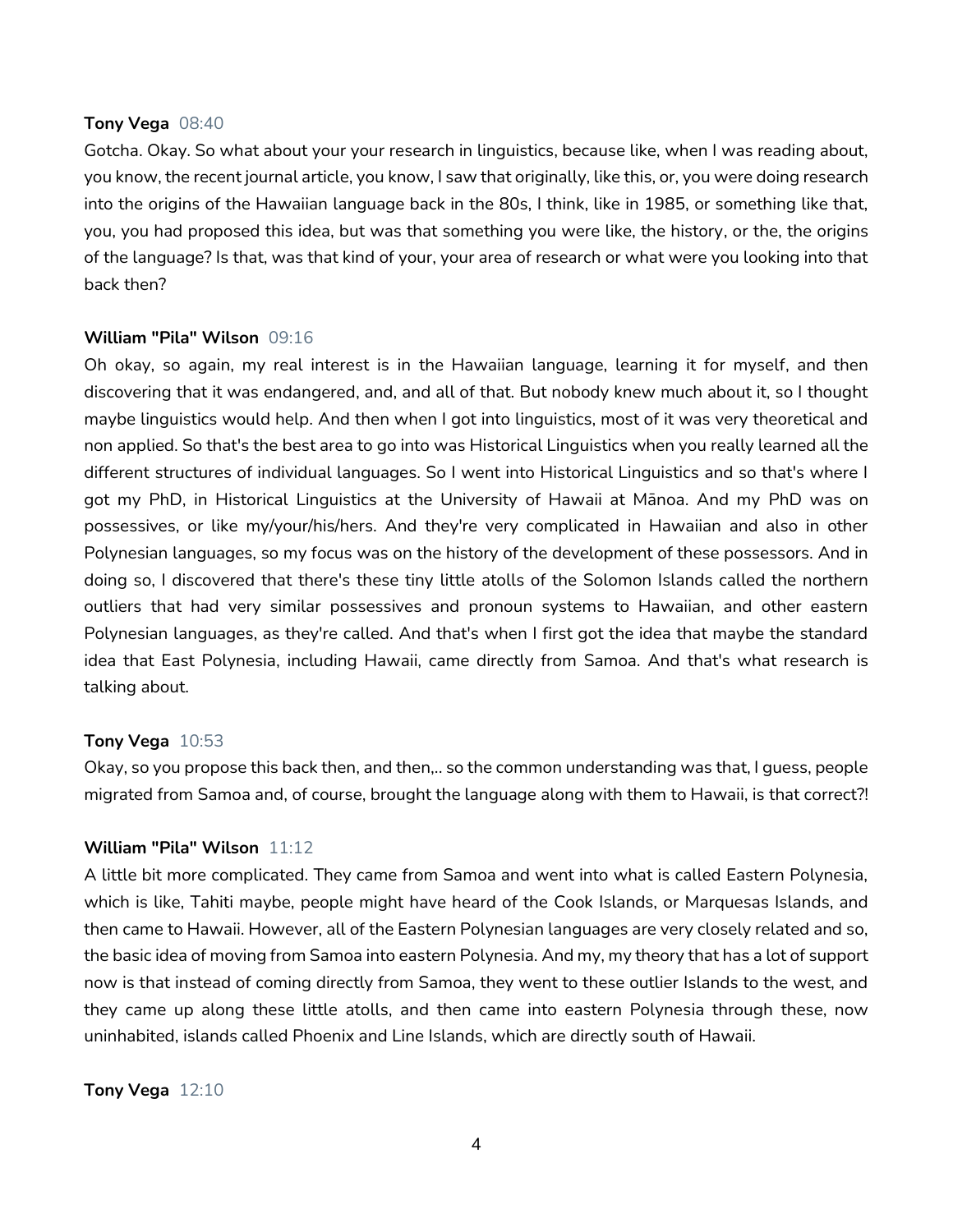**Tony Vega** 08:40

Gotcha. Okay. So what about your your research in linguistics, because like, when I was reading about, you know, the recent journal article, you know, I saw that originally, like this, or, you were doing research into the origins of the Hawaiian language back in the 80s, I think, like in 1985, or something like that, you, you had proposed this idea, but was that something you were like, the history, or the, the origins of the language? Is that, was that kind of your, your area of research or what were you looking into that back then?

**William "Pila" Wilson** 09:16

Oh okay, so again, my real interest is in the Hawaiian language, learning it for myself, and then discovering that it was endangered, and, and all of that. But nobody knew much about it, so I thought maybe linguistics would help. And then when I got into linguistics, most of it was very theoretical and non applied. So that's the best area to go into was Historical Linguistics when you really learned all the different structures of individual languages. So I went into Historical Linguistics and so that's where I got my PhD, in Historical Linguistics at the University of Hawaii at Mānoa. And my PhD was on possessives, or like my/your/his/hers. And they're very complicated in Hawaiian and also in other Polynesian languages, so my focus was on the history of the development of these possessors. And in doing so, I discovered that there's these tiny little atolls of the Solomon Islands called the northern outliers that had very similar possessives and pronoun systems to Hawaiian, and other eastern Polynesian languages, as they're called. And that's when I first got the idea that maybe the standard idea that East Polynesia, including Hawaii, came directly from Samoa. And that's what research is talking about.

**Tony Vega** 10:53

Okay, so you propose this back then, and then,.. so the common understanding was that, I guess, people migrated from Samoa and, of course, brought the language along with them to Hawaii, is that correct?!

**William "Pila" Wilson** 11:12

A little bit more complicated. They came from Samoa and went into what is called Eastern Polynesia, which is like, Tahiti maybe, people might have heard of the Cook Islands, or Marquesas Islands, and then came to Hawaii. However, all of the Eastern Polynesian languages are very closely related and so, the basic idea of moving from Samoa into eastern Polynesia. And my, my theory that has a lot of support now is that instead of coming directly from Samoa, they went to these outlier Islands to the west, and they came up along these little atolls, and then came into eastern Polynesia through these, now uninhabited, islands called Phoenix and Line Islands, which are directly south of Hawaii.

**Tony Vega** 12:10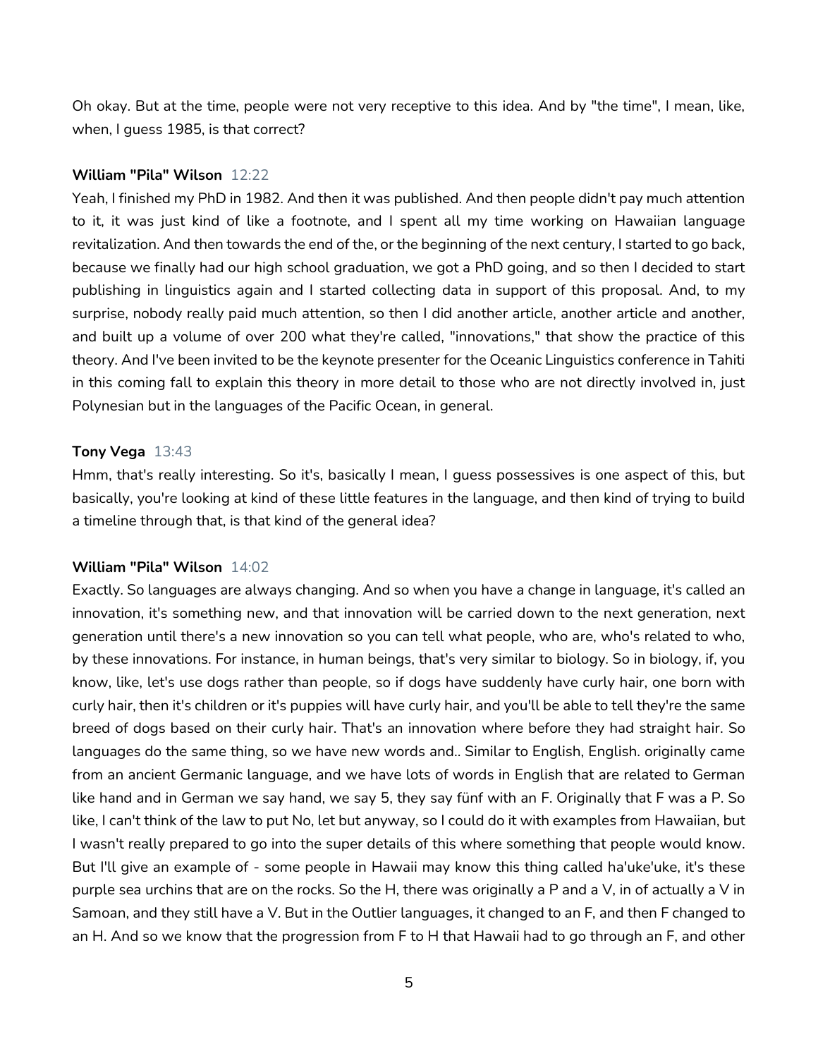Oh okay. But at the time, people were not very receptive to this idea. And by "the time", I mean, like, when, I guess 1985, is that correct?

**William "Pila" Wilson** 12:22

Yeah, I finished my PhD in 1982. And then it was published. And then people didn't pay much attention to it, it was just kind of like a footnote, and I spent all my time working on Hawaiian language revitalization. And then towards the end of the, or the beginning of the next century, I started to go back, because we finally had our high school graduation, we got a PhD going, and so then I decided to start publishing in linguistics again and I started collecting data in support of this proposal. And, to my surprise, nobody really paid much attention, so then I did another article, another article and another, and built up a volume of over 200 what they're called, "innovations," that show the practice of this theory. And I've been invited to be the keynote presenter for the Oceanic Linguistics conference in Tahiti in this coming fall to explain this theory in more detail to those who are not directly involved in, just Polynesian but in the languages of the Pacific Ocean, in general.

**Tony Vega** 13:43

Hmm, that's really interesting. So it's, basically I mean, I guess possessives is one aspect of this, but basically, you're looking at kind of these little features in the language, and then kind of trying to build a timeline through that, is that kind of the general idea?

**William "Pila" Wilson** 14:02

Exactly. So languages are always changing. And so when you have a change in language, it's called an innovation, it's something new, and that innovation will be carried down to the next generation, next generation until there's a new innovation so you can tell what people, who are, who's related to who, by these innovations. For instance, in human beings, that's very similar to biology. So in biology, if, you know, like, let's use dogs rather than people, so if dogs have suddenly have curly hair, one born with curly hair, then it's children or it's puppies will have curly hair, and you'll be able to tell they're the same breed of dogs based on their curly hair. That's an innovation where before they had straight hair. So languages do the same thing, so we have new words and.. Similar to English, English. originally came from an ancient Germanic language, and we have lots of words in English that are related to German like hand and in German we say hand, we say 5, they say fünf with an F. Originally that F was a P. So like, I can't think of the law to put No, let but anyway, so I could do it with examples from Hawaiian, but I wasn't really prepared to go into the super details of this where something that people would know. But I'll give an example of - some people in Hawaii may know this thing called ha'uke'uke, it's these purple sea urchins that are on the rocks. So the H, there was originally a P and a V, in of actually a V in Samoan, and they still have a V. But in the Outlier languages, it changed to an F, and then F changed to an H. And so we know that the progression from F to H that Hawaii had to go through an F, and other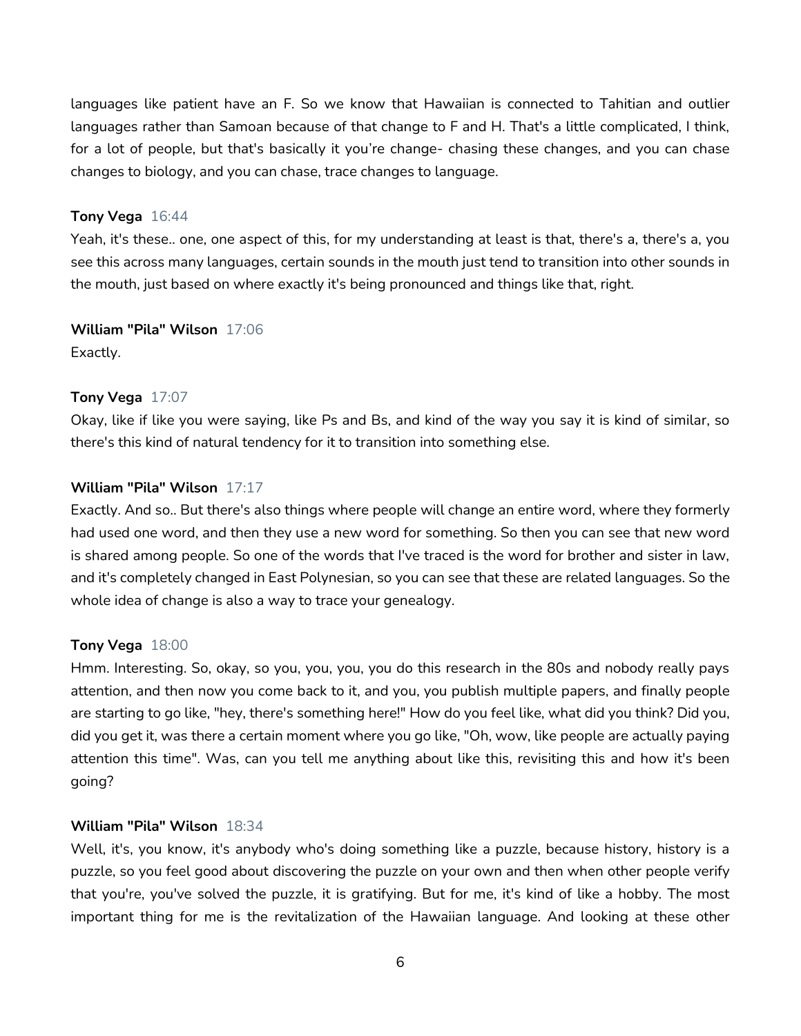languages like patient have an F. So we know that Hawaiian is connected to Tahitian and outlier languages rather than Samoan because of that change to F and H. That's a little complicated, I think, for a lot of people, but that's basically it you're change- chasing these changes, and you can chase changes to biology, and you can chase, trace changes to language.

**Tony Vega** 16:44
Yeah, it's these.. one, one aspect of this, for my understanding at least is that, there's a, there's a, you see this across many languages, certain sounds in the mouth just tend to transition into other sounds in the mouth, just based on where exactly it's being pronounced and things like that, right.

**William "Pila" Wilson** 17:06
Exactly.

**Tony Vega** 17:07
Okay, like if like you were saying, like Ps and Bs, and kind of the way you say it is kind of similar, so there's this kind of natural tendency for it to transition into something else.

**William "Pila" Wilson** 17:17
Exactly. And so.. But there's also things where people will change an entire word, where they formerly had used one word, and then they use a new word for something. So then you can see that new word is shared among people. So one of the words that I've traced is the word for brother and sister in law, and it's completely changed in East Polynesian, so you can see that these are related languages. So the whole idea of change is also a way to trace your genealogy.

**Tony Vega** 18:00
Hmm. Interesting. So, okay, so you, you, you, you do this research in the 80s and nobody really pays attention, and then now you come back to it, and you, you publish multiple papers, and finally people are starting to go like, "hey, there's something here!" How do you feel like, what did you think? Did you, did you get it, was there a certain moment where you go like, "Oh, wow, like people are actually paying attention this time". Was, can you tell me anything about like this, revisiting this and how it's been going?

**William "Pila" Wilson** 18:34
Well, it's, you know, it's anybody who's doing something like a puzzle, because history, history is a puzzle, so you feel good about discovering the puzzle on your own and then when other people verify that you're, you've solved the puzzle, it is gratifying. But for me, it's kind of like a hobby. The most important thing for me is the revitalization of the Hawaiian language. And looking at these other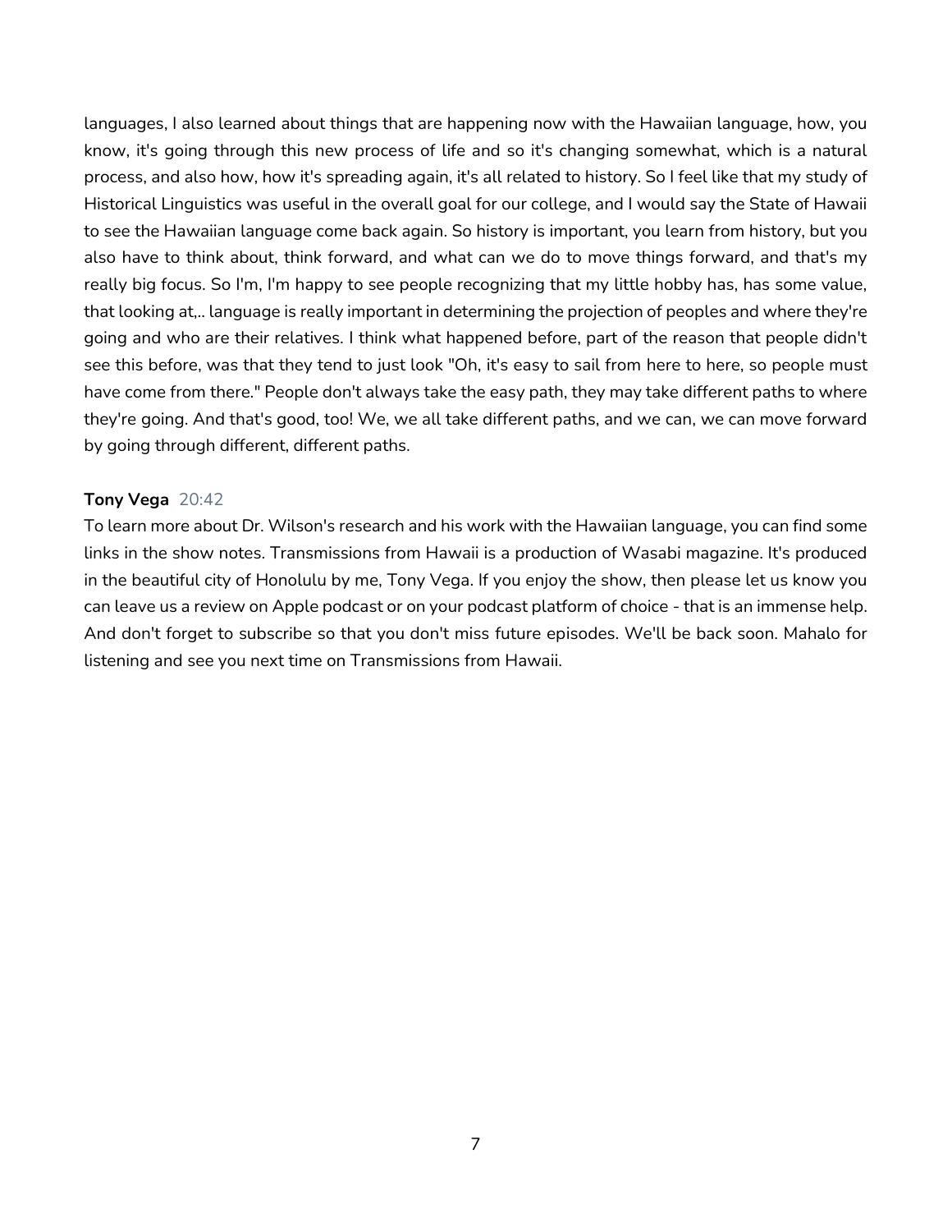languages, I also learned about things that are happening now with the Hawaiian language, how, you know, it's going through this new process of life and so it's changing somewhat, which is a natural process, and also how, how it's spreading again, it's all related to history. So I feel like that my study of Historical Linguistics was useful in the overall goal for our college, and I would say the State of Hawaii to see the Hawaiian language come back again. So history is important, you learn from history, but you also have to think about, think forward, and what can we do to move things forward, and that's my really big focus. So I'm, I'm happy to see people recognizing that my little hobby has, has some value, that looking at,.. language is really important in determining the projection of peoples and where they're going and who are their relatives. I think what happened before, part of the reason that people didn't see this before, was that they tend to just look "Oh, it's easy to sail from here to here, so people must have come from there." People don't always take the easy path, they may take different paths to where they're going. And that's good, too! We, we all take different paths, and we can, we can move forward by going through different, different paths.

**Tony Vega** 20:42

To learn more about Dr. Wilson's research and his work with the Hawaiian language, you can find some links in the show notes. Transmissions from Hawaii is a production of Wasabi magazine. It's produced in the beautiful city of Honolulu by me, Tony Vega. If you enjoy the show, then please let us know you can leave us a review on Apple podcast or on your podcast platform of choice - that is an immense help. And don't forget to subscribe so that you don't miss future episodes. We'll be back soon. Mahalo for listening and see you next time on Transmissions from Hawaii.